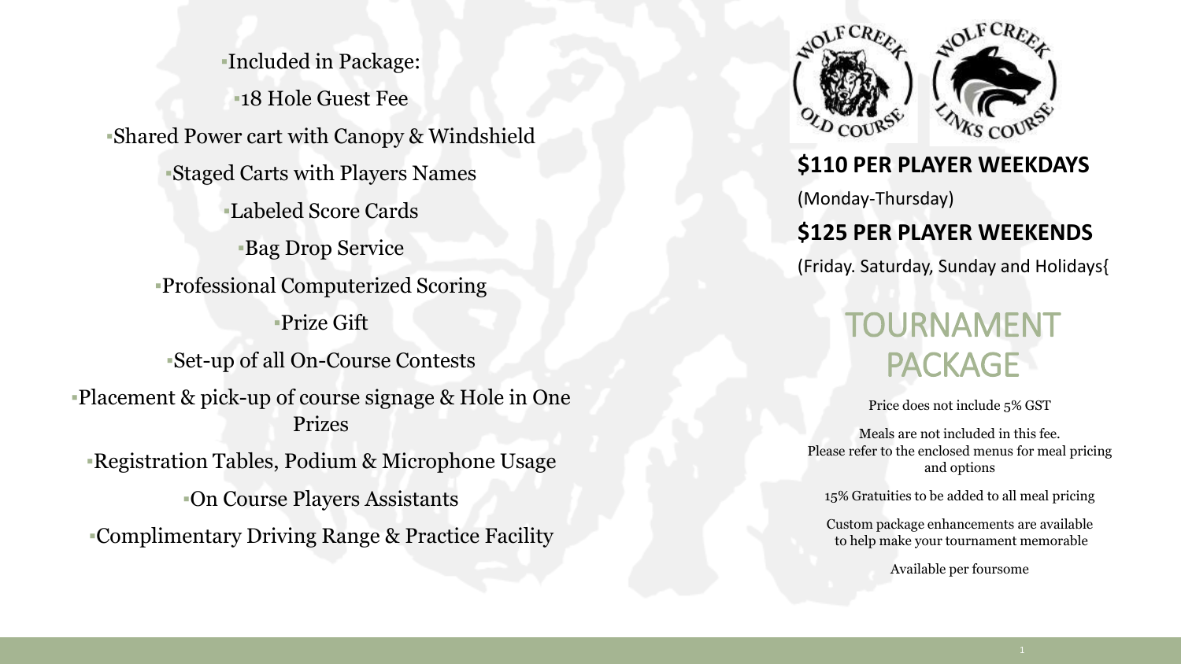- Included in Package:
- 18 Hole Guest Fee
- Shared Power cart with Canopy & Windshield
- Staged Carts with Players Names
- Labeled Score Cards
- Bag Drop Service
- Professional Computerized Scoring
- Prize Gift
- Set-up of all On-Course Contests
- Placement & pick-up of course signage & Hole in One Prizes
- Registration Tables, Podium & Microphone Usage
- On Course Players Assistants
- Complimentary Driving Range & Practice Facility

WOLF CREEK OLD COURSE

WOLF CREEK LINKS COURSE

**$110 PER PLAYER WEEKDAYS**

(Monday-Thursday)

**$125 PER PLAYER WEEKENDS**

(Friday. Saturday, Sunday and Holidays{

# TOURNAMENT PACKAGE

Price does not include 5% GST

Meals are not included in this fee.
Please refer to the enclosed menus for meal pricing and options

15% Gratuities to be added to all meal pricing

Custom package enhancements are available to help make your tournament memorable

Available per foursome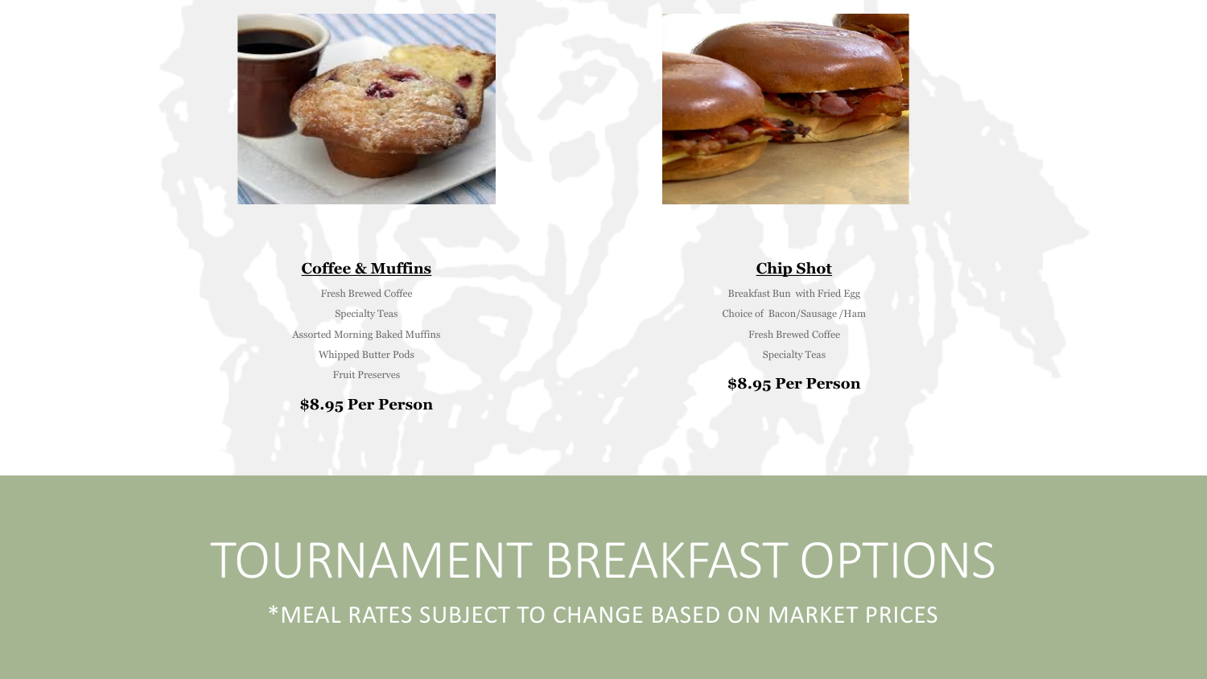## Coffee & Muffins

Fresh Brewed Coffee

Specialty Teas

Assorted Morning Baked Muffins

Whipped Butter Pods

Fruit Preserves

**$8.95 Per Person**

## Chip Shot

Breakfast Bun with Fried Egg

Choice of Bacon/Sausage /Ham

Fresh Brewed Coffee

Specialty Teas

**$8.95 Per Person**

# TOURNAMENT BREAKFAST OPTIONS

*MEAL RATES SUBJECT TO CHANGE BASED ON MARKET PRICES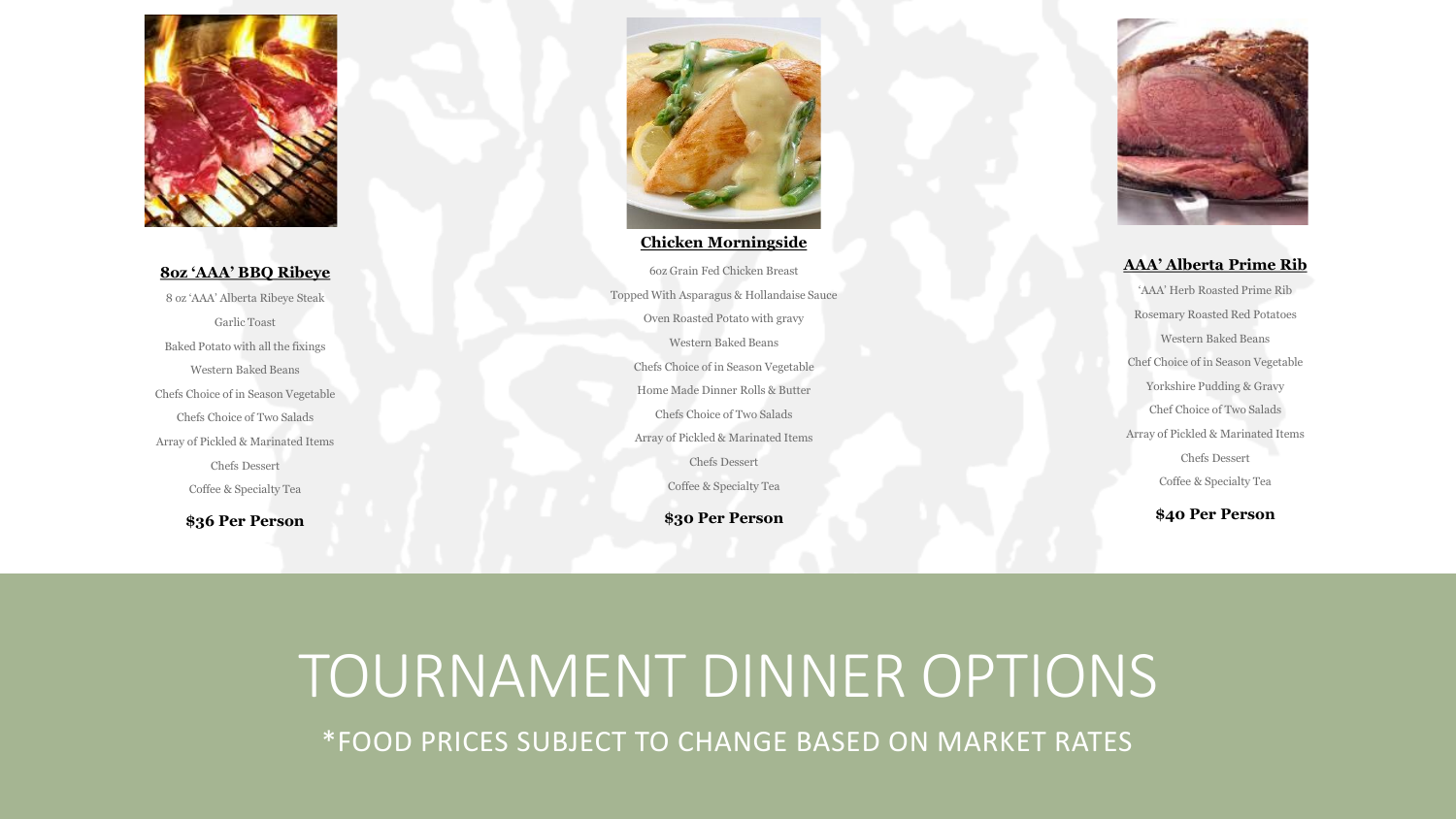# TOURNAMENT DINNER OPTIONS

*FOOD PRICES SUBJECT TO CHANGE BASED ON MARKET RATES

## 8oz 'AAA' BBQ Ribeye

8 oz 'AAA' Alberta Ribeye Steak

Garlic Toast

Baked Potato with all the fixings

Western Baked Beans

Chefs Choice of in Season Vegetable

Chefs Choice of Two Salads

Array of Pickled & Marinated Items

Chefs Dessert

Coffee & Specialty Tea

**$36 Per Person**

## Chicken Morningside

6oz Grain Fed Chicken Breast

Topped With Asparagus & Hollandaise Sauce

Oven Roasted Potato with gravy

Western Baked Beans

Chefs Choice of in Season Vegetable

Home Made Dinner Rolls & Butter

Chefs Choice of Two Salads

Array of Pickled & Marinated Items

Chefs Dessert

Coffee & Specialty Tea

**$30 Per Person**

## AAA' Alberta Prime Rib

'AAA' Herb Roasted Prime Rib

Rosemary Roasted Red Potatoes

Western Baked Beans

Chef Choice of in Season Vegetable

Yorkshire Pudding & Gravy

Chef Choice of Two Salads

Array of Pickled & Marinated Items

Chefs Dessert

Coffee & Specialty Tea

**$40 Per Person**